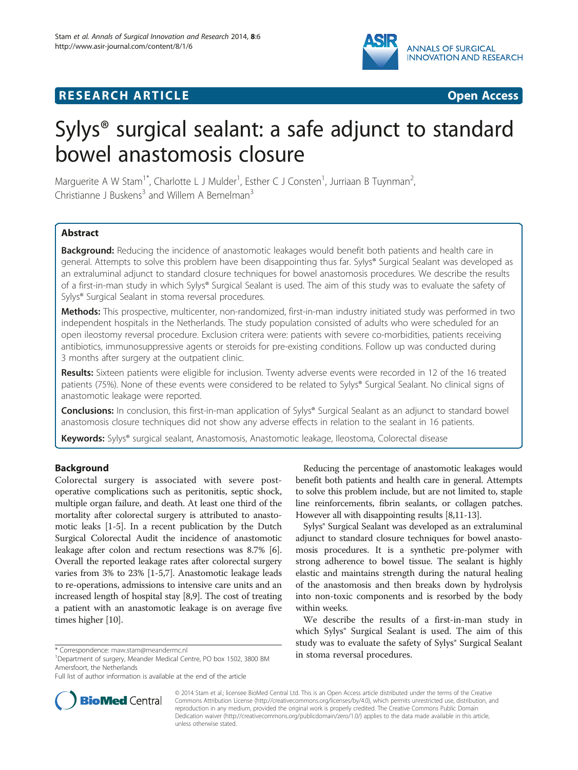## RESEARCH ARTICLE

Open Access

# Sylys® surgical sealant: a safe adjunct to standard bowel anastomosis closure

Marguerite A W Stam[1*], Charlotte L J Mulder[1], Esther C J Consten[1], Jurriaan B Tuynman[2], Christianne J Buskens[3] and Willem A Bemelman[3]

## Abstract

**Background:** Reducing the incidence of anastomotic leakages would benefit both patients and health care in general. Attempts to solve this problem have been disappointing thus far. Sylys® Surgical Sealant was developed as an extraluminal adjunct to standard closure techniques for bowel anastomosis procedures. We describe the results of a first-in-man study in which Sylys® Surgical Sealant is used. The aim of this study was to evaluate the safety of Sylys® Surgical Sealant in stoma reversal procedures.

**Methods:** This prospective, multicenter, non-randomized, first-in-man industry initiated study was performed in two independent hospitals in the Netherlands. The study population consisted of adults who were scheduled for an open ileostomy reversal procedure. Exclusion critera were: patients with severe co-morbidities, patients receiving antibiotics, immunosuppressive agents or steroids for pre-existing conditions. Follow up was conducted during 3 months after surgery at the outpatient clinic.

**Results:** Sixteen patients were eligible for inclusion. Twenty adverse events were recorded in 12 of the 16 treated patients (75%). None of these events were considered to be related to Sylys® Surgical Sealant. No clinical signs of anastomotic leakage were reported.

**Conclusions:** In conclusion, this first-in-man application of Sylys® Surgical Sealant as an adjunct to standard bowel anastomosis closure techniques did not show any adverse effects in relation to the sealant in 16 patients.

**Keywords:** Sylys® surgical sealant, Anastomosis, Anastomotic leakage, Ileostoma, Colorectal disease

## Background

Colorectal surgery is associated with severe post-operative complications such as peritonitis, septic shock, multiple organ failure, and death. At least one third of the mortality after colorectal surgery is attributed to anastomotic leaks [1-5]. In a recent publication by the Dutch Surgical Colorectal Audit the incidence of anastomotic leakage after colon and rectum resections was 8.7% [6]. Overall the reported leakage rates after colorectal surgery varies from 3% to 23% [1-5,7]. Anastomotic leakage leads to re-operations, admissions to intensive care units and an increased length of hospital stay [8,9]. The cost of treating a patient with an anastomotic leakage is on average five times higher [10].

Reducing the percentage of anastomotic leakages would benefit both patients and health care in general. Attempts to solve this problem include, but are not limited to, staple line reinforcements, fibrin sealants, or collagen patches. However all with disappointing results [8,11-13].

Sylys® Surgical Sealant was developed as an extraluminal adjunct to standard closure techniques for bowel anastomosis procedures. It is a synthetic pre-polymer with strong adherence to bowel tissue. The sealant is highly elastic and maintains strength during the natural healing of the anastomosis and then breaks down by hydrolysis into non-toxic components and is resorbed by the body within weeks.

We describe the results of a first-in-man study in which Sylys® Surgical Sealant is used. The aim of this study was to evaluate the safety of Sylys® Surgical Sealant in stoma reversal procedures.

\* Correspondence: maw.stam@meandermc.nl
[1]Department of surgery, Meander Medical Centre, PO box 1502, 3800 BM Amersfoort, the Netherlands
Full list of author information is available at the end of the article

© 2014 Stam et al.; licensee BioMed Central Ltd. This is an Open Access article distributed under the terms of the Creative Commons Attribution License (http://creativecommons.org/licenses/by/4.0), which permits unrestricted use, distribution, and reproduction in any medium, provided the original work is properly credited. The Creative Commons Public Domain Dedication waiver (http://creativecommons.org/publicdomain/zero/1.0/) applies to the data made available in this article, unless otherwise stated.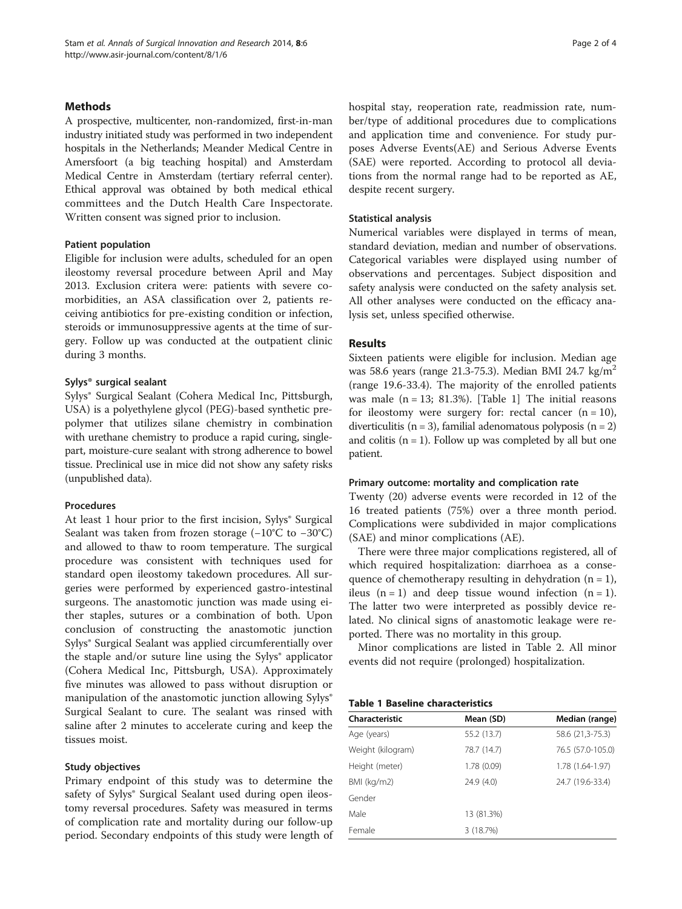## Methods

A prospective, multicenter, non-randomized, first-in-man industry initiated study was performed in two independent hospitals in the Netherlands; Meander Medical Centre in Amersfoort (a big teaching hospital) and Amsterdam Medical Centre in Amsterdam (tertiary referral center). Ethical approval was obtained by both medical ethical committees and the Dutch Health Care Inspectorate. Written consent was signed prior to inclusion.

### Patient population

Eligible for inclusion were adults, scheduled for an open ileostomy reversal procedure between April and May 2013. Exclusion critera were: patients with severe co-morbidities, an ASA classification over 2, patients receiving antibiotics for pre-existing condition or infection, steroids or immunosuppressive agents at the time of surgery. Follow up was conducted at the outpatient clinic during 3 months.

### Sylys® surgical sealant

Sylys® Surgical Sealant (Cohera Medical Inc, Pittsburgh, USA) is a polyethylene glycol (PEG)-based synthetic pre-polymer that utilizes silane chemistry in combination with urethane chemistry to produce a rapid curing, single-part, moisture-cure sealant with strong adherence to bowel tissue. Preclinical use in mice did not show any safety risks (unpublished data).

### Procedures

At least 1 hour prior to the first incision, Sylys® Surgical Sealant was taken from frozen storage (−10°C to −30°C) and allowed to thaw to room temperature. The surgical procedure was consistent with techniques used for standard open ileostomy takedown procedures. All surgeries were performed by experienced gastro-intestinal surgeons. The anastomotic junction was made using either staples, sutures or a combination of both. Upon conclusion of constructing the anastomotic junction Sylys® Surgical Sealant was applied circumferentially over the staple and/or suture line using the Sylys® applicator (Cohera Medical Inc, Pittsburgh, USA). Approximately five minutes was allowed to pass without disruption or manipulation of the anastomotic junction allowing Sylys® Surgical Sealant to cure. The sealant was rinsed with saline after 2 minutes to accelerate curing and keep the tissues moist.

### Study objectives

Primary endpoint of this study was to determine the safety of Sylys® Surgical Sealant used during open ileostomy reversal procedures. Safety was measured in terms of complication rate and mortality during our follow-up period. Secondary endpoints of this study were length of hospital stay, reoperation rate, readmission rate, number/type of additional procedures due to complications and application time and convenience. For study purposes Adverse Events(AE) and Serious Adverse Events (SAE) were reported. According to protocol all deviations from the normal range had to be reported as AE, despite recent surgery.

### Statistical analysis

Numerical variables were displayed in terms of mean, standard deviation, median and number of observations. Categorical variables were displayed using number of observations and percentages. Subject disposition and safety analysis were conducted on the safety analysis set. All other analyses were conducted on the efficacy analysis set, unless specified otherwise.

## Results

Sixteen patients were eligible for inclusion. Median age was 58.6 years (range 21.3-75.3). Median BMI 24.7 $kg/m^2$ (range 19.6-33.4). The majority of the enrolled patients was male (n = 13; 81.3%). [Table 1] The initial reasons for ileostomy were surgery for: rectal cancer (n = 10), diverticulitis (n = 3), familial adenomatous polyposis (n = 2) and colitis (n = 1). Follow up was completed by all but one patient.

### Primary outcome: mortality and complication rate

Twenty (20) adverse events were recorded in 12 of the 16 treated patients (75%) over a three month period. Complications were subdivided in major complications (SAE) and minor complications (AE).

There were three major complications registered, all of which required hospitalization: diarrhoea as a consequence of chemotherapy resulting in dehydration (n = 1), ileus (n = 1) and deep tissue wound infection (n = 1). The latter two were interpreted as possibly device related. No clinical signs of anastomotic leakage were reported. There was no mortality in this group.

Minor complications are listed in Table 2. All minor events did not require (prolonged) hospitalization.

**Table 1 Baseline characteristics**

| Characteristic | Mean (SD) | Median (range) |
|---|---|---|
| Age (years) | 55.2 (13.7) | 58.6 (21,3-75.3) |
| Weight (kilogram) | 78.7 (14.7) | 76.5 (57.0-105.0) |
| Height (meter) | 1.78 (0.09) | 1.78 (1.64-1.97) |
| BMI (kg/m2) | 24.9 (4.0) | 24.7 (19.6-33.4) |
| Gender | | |
| Male | 13 (81.3%) | |
| Female | 3 (18.7%) | |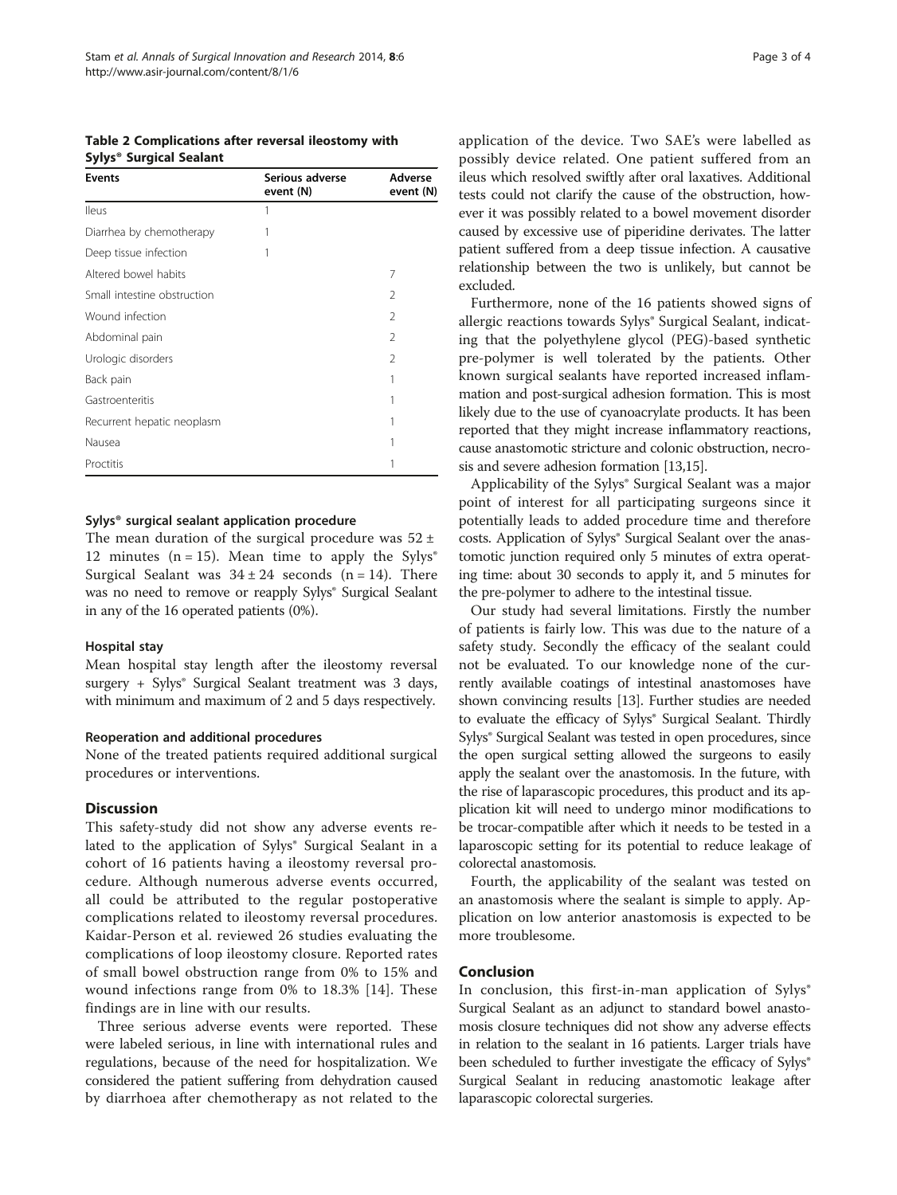**Table 2 Complications after reversal ileostomy with Sylys® Surgical Sealant**

| Events | Serious adverse event (N) | Adverse event (N) |
|---|---|---|
| Ileus | 1 | |
| Diarrhea by chemotherapy | 1 | |
| Deep tissue infection | 1 | |
| Altered bowel habits | | 7 |
| Small intestine obstruction | | 2 |
| Wound infection | | 2 |
| Abdominal pain | | 2 |
| Urologic disorders | | 2 |
| Back pain | | 1 |
| Gastroenteritis | | 1 |
| Recurrent hepatic neoplasm | | 1 |
| Nausea | | 1 |
| Proctitis | | 1 |

#### Sylys® surgical sealant application procedure

The mean duration of the surgical procedure was 52 ± 12 minutes (n = 15). Mean time to apply the Sylys® Surgical Sealant was 34 ± 24 seconds (n = 14). There was no need to remove or reapply Sylys® Surgical Sealant in any of the 16 operated patients (0%).

#### Hospital stay

Mean hospital stay length after the ileostomy reversal surgery + Sylys® Surgical Sealant treatment was 3 days, with minimum and maximum of 2 and 5 days respectively.

#### Reoperation and additional procedures

None of the treated patients required additional surgical procedures or interventions.

## Discussion

This safety-study did not show any adverse events related to the application of Sylys® Surgical Sealant in a cohort of 16 patients having a ileostomy reversal procedure. Although numerous adverse events occurred, all could be attributed to the regular postoperative complications related to ileostomy reversal procedures. Kaidar-Person et al. reviewed 26 studies evaluating the complications of loop ileostomy closure. Reported rates of small bowel obstruction range from 0% to 15% and wound infections range from 0% to 18.3% [14]. These findings are in line with our results.

Three serious adverse events were reported. These were labeled serious, in line with international rules and regulations, because of the need for hospitalization. We considered the patient suffering from dehydration caused by diarrhoea after chemotherapy as not related to the application of the device. Two SAE's were labelled as possibly device related. One patient suffered from an ileus which resolved swiftly after oral laxatives. Additional tests could not clarify the cause of the obstruction, however it was possibly related to a bowel movement disorder caused by excessive use of piperidine derivates. The latter patient suffered from a deep tissue infection. A causative relationship between the two is unlikely, but cannot be excluded.

Furthermore, none of the 16 patients showed signs of allergic reactions towards Sylys® Surgical Sealant, indicating that the polyethylene glycol (PEG)-based synthetic pre-polymer is well tolerated by the patients. Other known surgical sealants have reported increased inflammation and post-surgical adhesion formation. This is most likely due to the use of cyanoacrylate products. It has been reported that they might increase inflammatory reactions, cause anastomotic stricture and colonic obstruction, necrosis and severe adhesion formation [13,15].

Applicability of the Sylys® Surgical Sealant was a major point of interest for all participating surgeons since it potentially leads to added procedure time and therefore costs. Application of Sylys® Surgical Sealant over the anastomotic junction required only 5 minutes of extra operating time: about 30 seconds to apply it, and 5 minutes for the pre-polymer to adhere to the intestinal tissue.

Our study had several limitations. Firstly the number of patients is fairly low. This was due to the nature of a safety study. Secondly the efficacy of the sealant could not be evaluated. To our knowledge none of the currently available coatings of intestinal anastomoses have shown convincing results [13]. Further studies are needed to evaluate the efficacy of Sylys® Surgical Sealant. Thirdly Sylys® Surgical Sealant was tested in open procedures, since the open surgical setting allowed the surgeons to easily apply the sealant over the anastomosis. In the future, with the rise of laparascopic procedures, this product and its application kit will need to undergo minor modifications to be trocar-compatible after which it needs to be tested in a laparoscopic setting for its potential to reduce leakage of colorectal anastomosis.

Fourth, the applicability of the sealant was tested on an anastomosis where the sealant is simple to apply. Application on low anterior anastomosis is expected to be more troublesome.

## Conclusion

In conclusion, this first-in-man application of Sylys® Surgical Sealant as an adjunct to standard bowel anastomosis closure techniques did not show any adverse effects in relation to the sealant in 16 patients. Larger trials have been scheduled to further investigate the efficacy of Sylys® Surgical Sealant in reducing anastomotic leakage after laparascopic colorectal surgeries.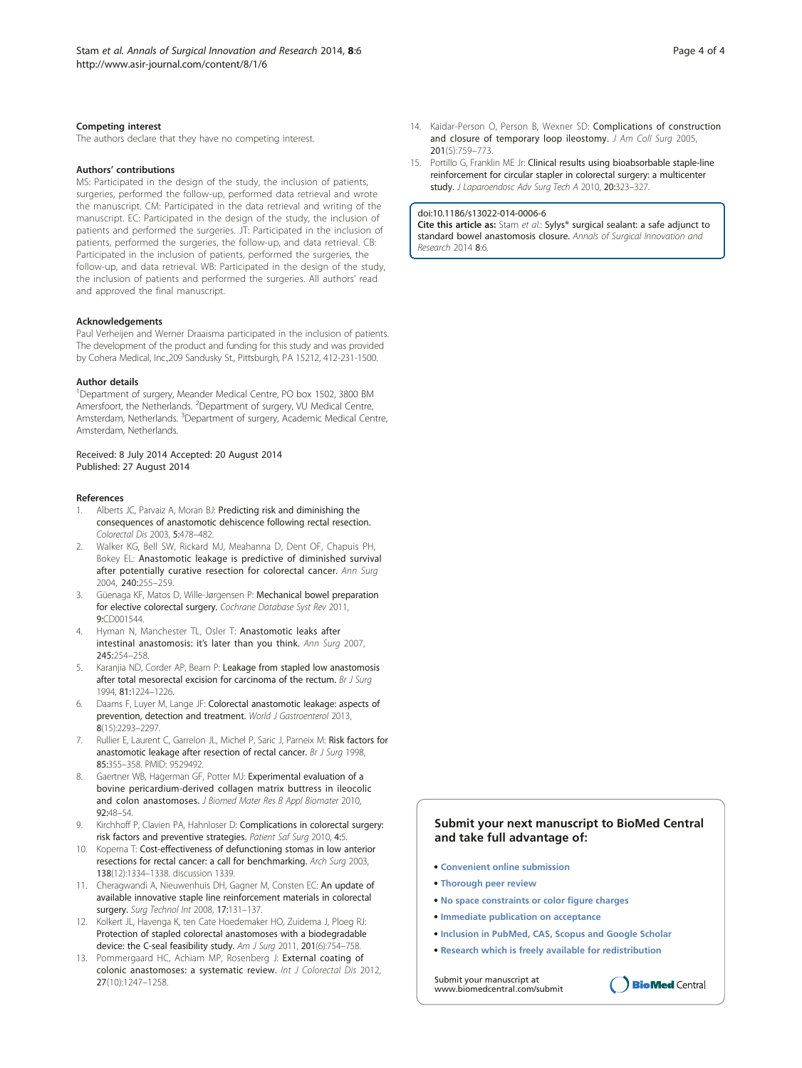#### Competing interest

The authors declare that they have no competing interest.

#### Authors' contributions

MS: Participated in the design of the study, the inclusion of patients, surgeries, performed the follow-up, performed data retrieval and wrote the manuscript. CM: Participated in the data retrieval and writing of the manuscript. EC: Participated in the design of the study, the inclusion of patients and performed the surgeries. JT: Participated in the inclusion of patients, performed the surgeries, the follow-up, and data retrieval. CB: Participated in the inclusion of patients, performed the surgeries, the follow-up, and data retrieval. WB: Participated in the design of the study, the inclusion of patients and performed the surgeries. All authors' read and approved the final manuscript.

#### Acknowledgements

Paul Verheijen and Werner Draaisma participated in the inclusion of patients. The development of the product and funding for this study and was provided by Cohera Medical, Inc.,209 Sandusky St., Pittsburgh, PA 15212, 412-231-1500.

#### Author details

[1]Department of surgery, Meander Medical Centre, PO box 1502, 3800 BM Amersfoort, the Netherlands. [2]Department of surgery, VU Medical Centre, Amsterdam, Netherlands. [3]Department of surgery, Academic Medical Centre, Amsterdam, Netherlands.

Received: 8 July 2014 Accepted: 20 August 2014
Published: 27 August 2014

#### References

1. Alberts JC, Parvaiz A, Moran BJ: **Predicting risk and diminishing the consequences of anastomotic dehiscence following rectal resection.** *Colorectal Dis* 2003, **5:**478–482.
2. Walker KG, Bell SW, Rickard MJ, Meahanna D, Dent OF, Chapuis PH, Bokey EL: **Anastomotic leakage is predictive of diminished survival after potentially curative resection for colorectal cancer.** *Ann Surg* 2004, **240:**255–259.
3. Güenaga KF, Matos D, Wille-Jørgensen P: **Mechanical bowel preparation for elective colorectal surgery.** *Cochrane Database Syst Rev* 2011, **9:**CD001544.
4. Hyman N, Manchester TL, Osler T: **Anastomotic leaks after intestinal anastomosis: it's later than you think.** *Ann Surg* 2007, **245:**254–258.
5. Karanjia ND, Corder AP, Bearn P: **Leakage from stapled low anastomosis after total mesorectal excision for carcinoma of the rectum.** *Br J Surg* 1994, **81:**1224–1226.
6. Daams F, Luyer M, Lange JF: **Colorectal anastomotic leakage: aspects of prevention, detection and treatment.** *World J Gastroenterol* 2013, **8**(15):2293–2297.
7. Rullier E, Laurent C, Garrelon JL, Michel P, Saric J, Parneix M: **Risk factors for anastomotic leakage after resection of rectal cancer.** *Br J Surg* 1998, **85:**355–358. PMID: 9529492.
8. Gaertner WB, Hagerman GF, Potter MJ: **Experimental evaluation of a bovine pericardium-derived collagen matrix buttress in ileocolic and colon anastomoses.** *J Biomed Mater Res B Appl Biomater* 2010, **92:**48–54.
9. Kirchhoff P, Clavien PA, Hahnloser D: **Complications in colorectal surgery: risk factors and preventive strategies.** *Patient Saf Surg* 2010, **4:**5.
10. Koperna T: **Cost-effectiveness of defunctioning stomas in low anterior resections for rectal cancer: a call for benchmarking.** *Arch Surg* 2003, **138**(12):1334–1338. discussion 1339.
11. Cheragwandi A, Nieuwenhuis DH, Gagner M, Consten EC: **An update of available innovative staple line reinforcement materials in colorectal surgery.** *Surg Technol Int* 2008, **17:**131–137.
12. Kolkert JL, Havenga K, ten Cate Hoedemaker HO, Zuidema J, Ploeg RJ: **Protection of stapled colorectal anastomoses with a biodegradable device: the C-seal feasibility study.** *Am J Surg* 2011, **201**(6):754–758.
13. Pommergaard HC, Achiam MP, Rosenberg J: **External coating of colonic anastomoses: a systematic review.** *Int J Colorectal Dis* 2012, **27**(10):1247–1258.
14. Kaidar-Person O, Person B, Wexner SD: **Complications of construction and closure of temporary loop ileostomy.** *J Am Coll Surg* 2005, **201**(5):759–773.
15. Portillo G, Franklin ME Jr: **Clinical results using bioabsorbable staple-line reinforcement for circular stapler in colorectal surgery: a multicenter study.** *J Laparoendosc Adv Surg Tech A* 2010, **20:**323–327.

doi:10.1186/s13022-014-0006-6
**Cite this article as:** Stam *et al.*: Sylys® surgical sealant: a safe adjunct to standard bowel anastomosis closure. *Annals of Surgical Innovation and Research* 2014 **8**:6.

**Submit your next manuscript to BioMed Central and take full advantage of:**

- **Convenient online submission**
- **Thorough peer review**
- **No space constraints or color figure charges**
- **Immediate publication on acceptance**
- **Inclusion in PubMed, CAS, Scopus and Google Scholar**
- **Research which is freely available for redistribution**

Submit your manuscript at
www.biomedcentral.com/submit

BioMed Central